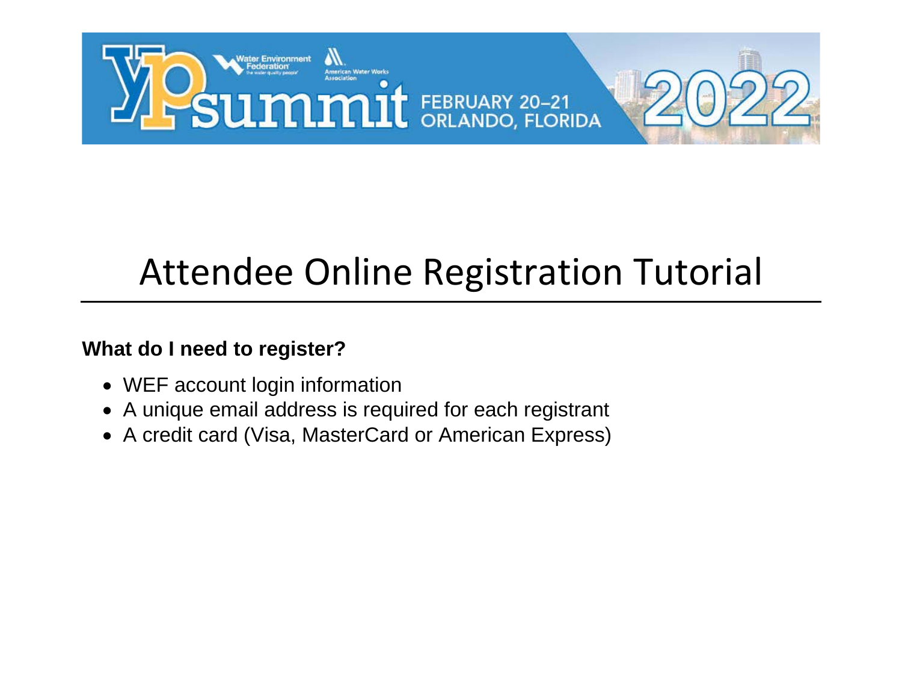# Attendee Online Registration Tutorial

**What do I need to register?**

- WEF account login information
- A unique email address is required for each registrant
- A credit card (Visa, MasterCard or American Express)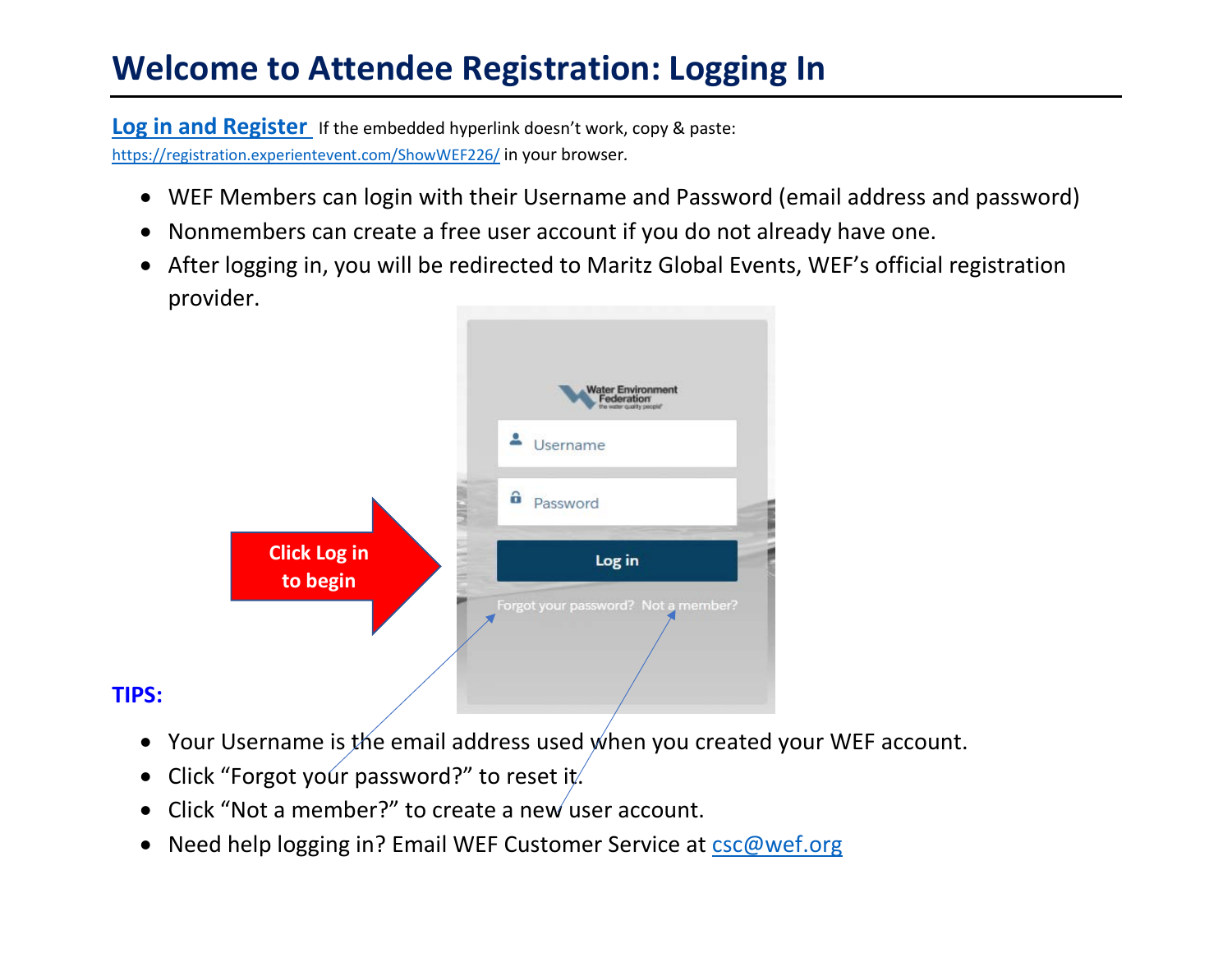# Welcome to Attendee Registration: Logging In

**Log in and Register** If the embedded hyperlink doesn't work, copy & paste: https://registration.experientevent.com/ShowWEF226/ in your browser.

- WEF Members can login with their Username and Password (email address and password)
- Nonmembers can create a free user account if you do not already have one.
- After logging in, you will be redirected to Maritz Global Events, WEF's official registration provider.

Click Log in to begin

**TIPS:**

- Your Username is the email address used when you created your WEF account.
- Click "Forgot your password?" to reset it.
- Click "Not a member?" to create a new user account.
- Need help logging in? Email WEF Customer Service at csc@wef.org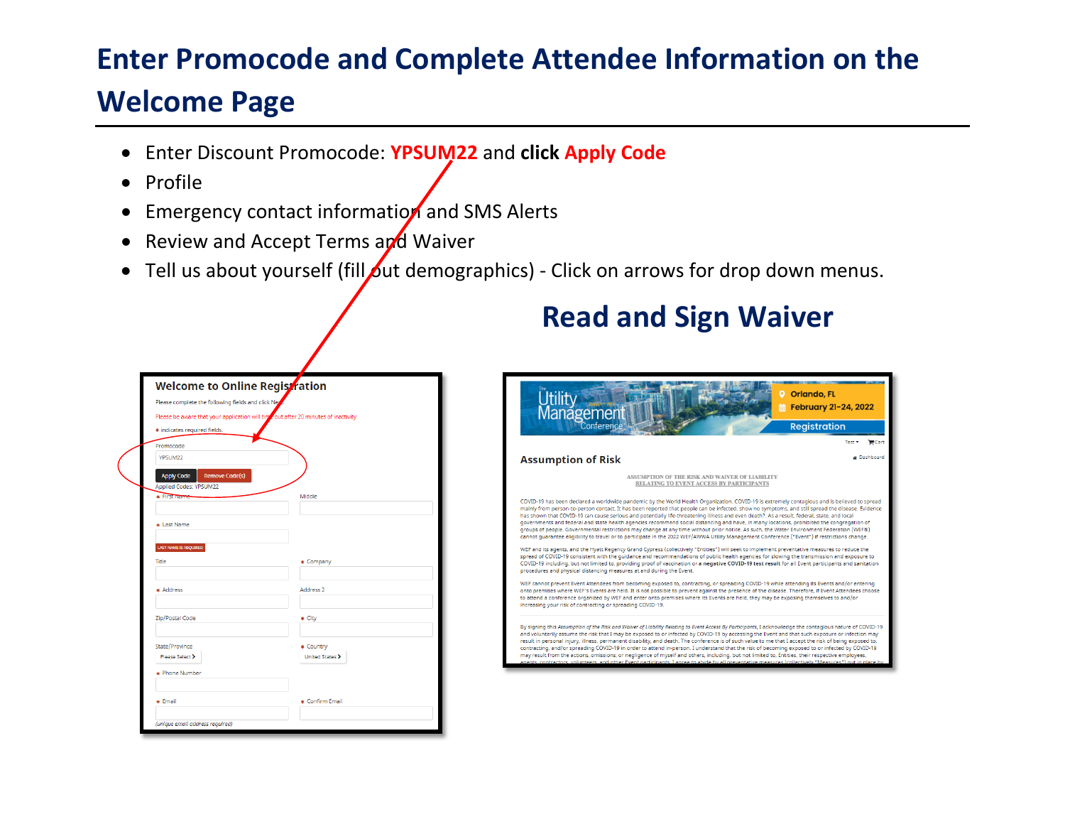# Enter Promocode and Complete Attendee Information on the Welcome Page

- Enter Discount Promocode: **YPSUM22** and **click Apply Code**
- Profile
- Emergency contact information and SMS Alerts
- Review and Accept Terms and Waiver
- Tell us about yourself (fill out demographics) - Click on arrows for drop down menus.

## Read and Sign Waiver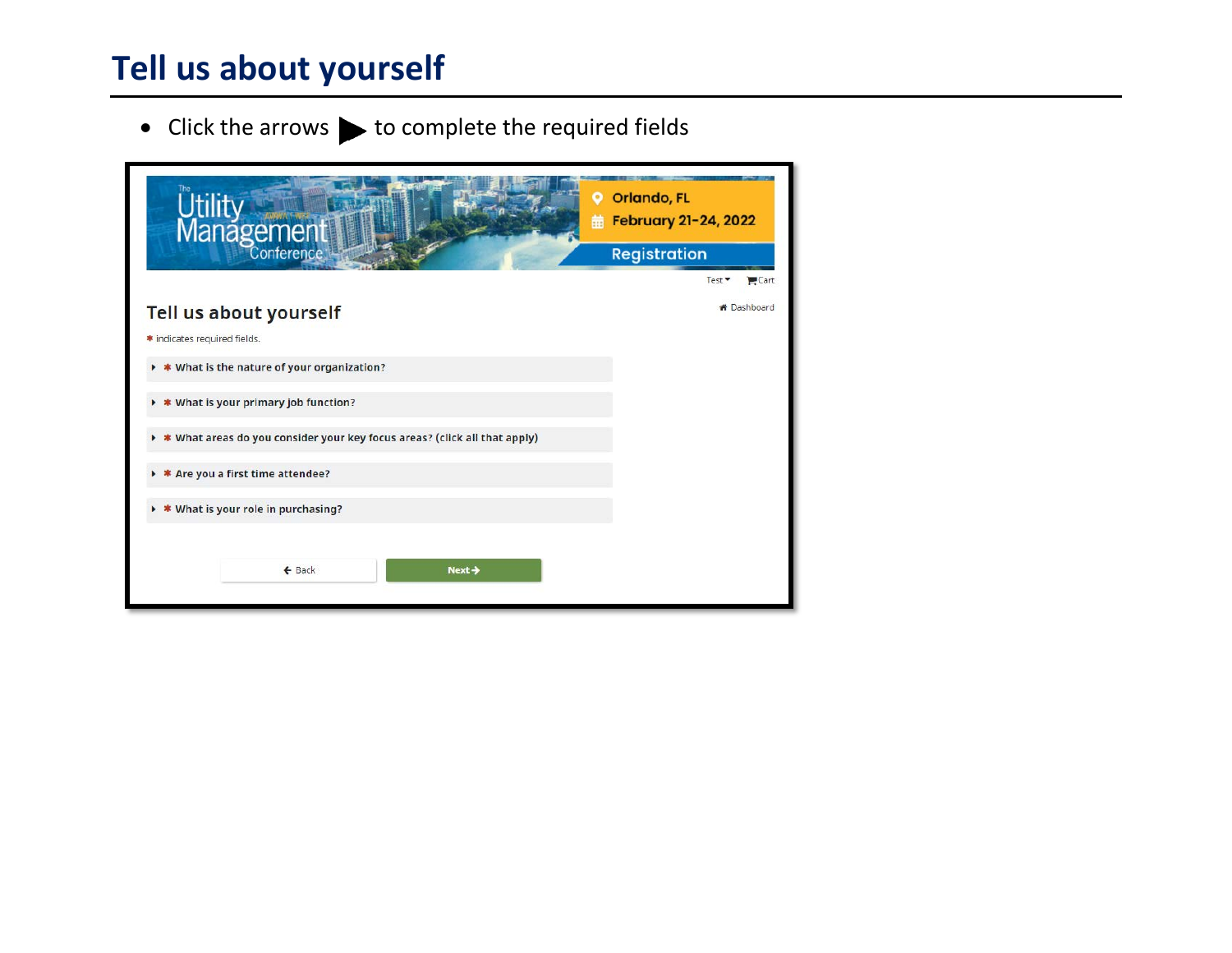# Tell us about yourself

- Click the arrows ▶ to complete the required fields

The Utility Management Conference

Orlando, FL

February 21-24, 2022

Registration

Test ▾ Cart

## Tell us about yourself

Dashboard

* indicates required fields.

- * What is the nature of your organization?
- * What is your primary job function?
- * What areas do you consider your key focus areas? (click all that apply)
- * Are you a first time attendee?
- * What is your role in purchasing?

Back | Next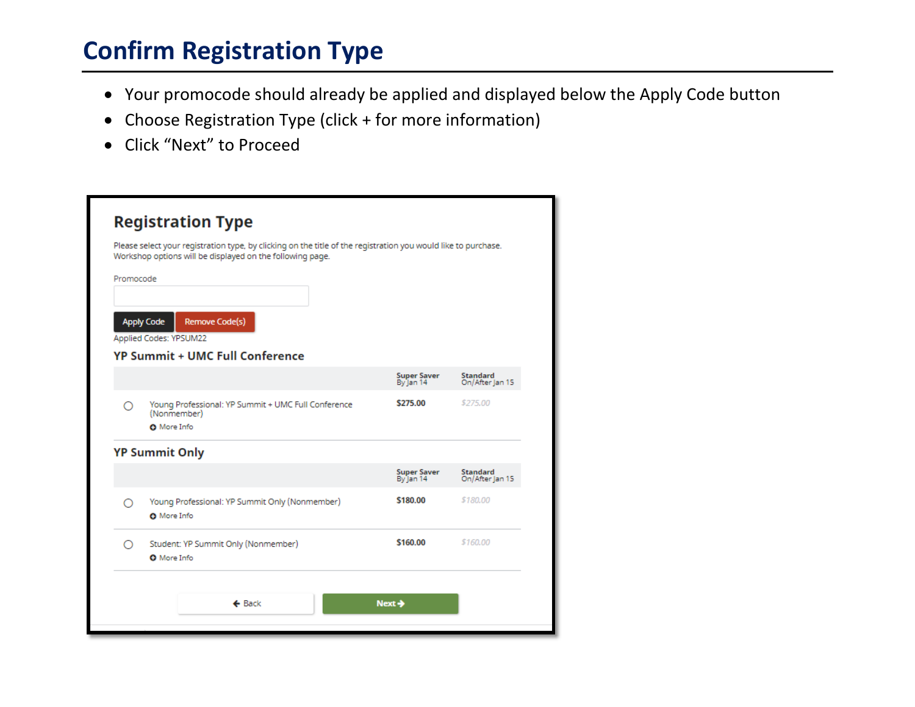# Confirm Registration Type

- Your promocode should already be applied and displayed below the Apply Code button
- Choose Registration Type (click + for more information)
- Click "Next" to Proceed

## Registration Type

Please select your registration type, by clicking on the title of the registration you would like to purchase. Workshop options will be displayed on the following page.

Promocode

Apply Code | Remove Code(s)

Applied Codes: YPSUM22

### YP Summit + UMC Full Conference

| | Super Saver By Jan 14 | Standard On/After Jan 15 |
|---|---|---|
| Young Professional: YP Summit + UMC Full Conference (Nonmember) More Info | $275.00 | $275.00 |

### YP Summit Only

| | Super Saver By Jan 14 | Standard On/After Jan 15 |
|---|---|---|
| Young Professional: YP Summit Only (Nonmember) More Info | $180.00 | $180.00 |
| Student: YP Summit Only (Nonmember) More Info | $160.00 | $160.00 |

Back | Next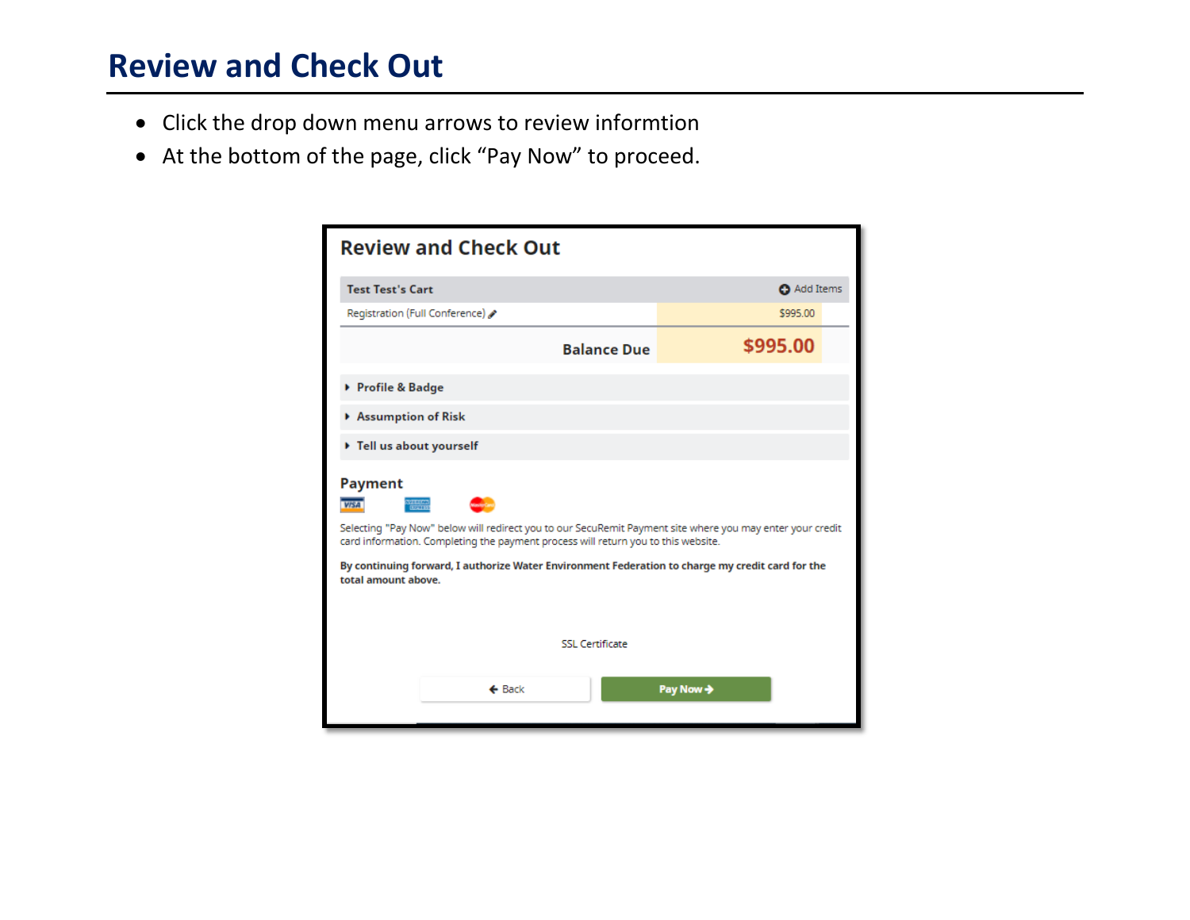# Review and Check Out

- Click the drop down menu arrows to review informtion
- At the bottom of the page, click “Pay Now” to proceed.

## Review and Check Out

| Test Test's Cart | Add Items |
| --- | --- |
| Registration (Full Conference) | $995.00 |
| **Balance Due** | **$995.00** |

- Profile & Badge
- Assumption of Risk
- Tell us about yourself

**Payment**

Selecting "Pay Now" below will redirect you to our SecuRemit Payment site where you may enter your credit card information. Completing the payment process will return you to this website.

**By continuing forward, I authorize Water Environment Federation to charge my credit card for the total amount above.**

SSL Certificate

Back | Pay Now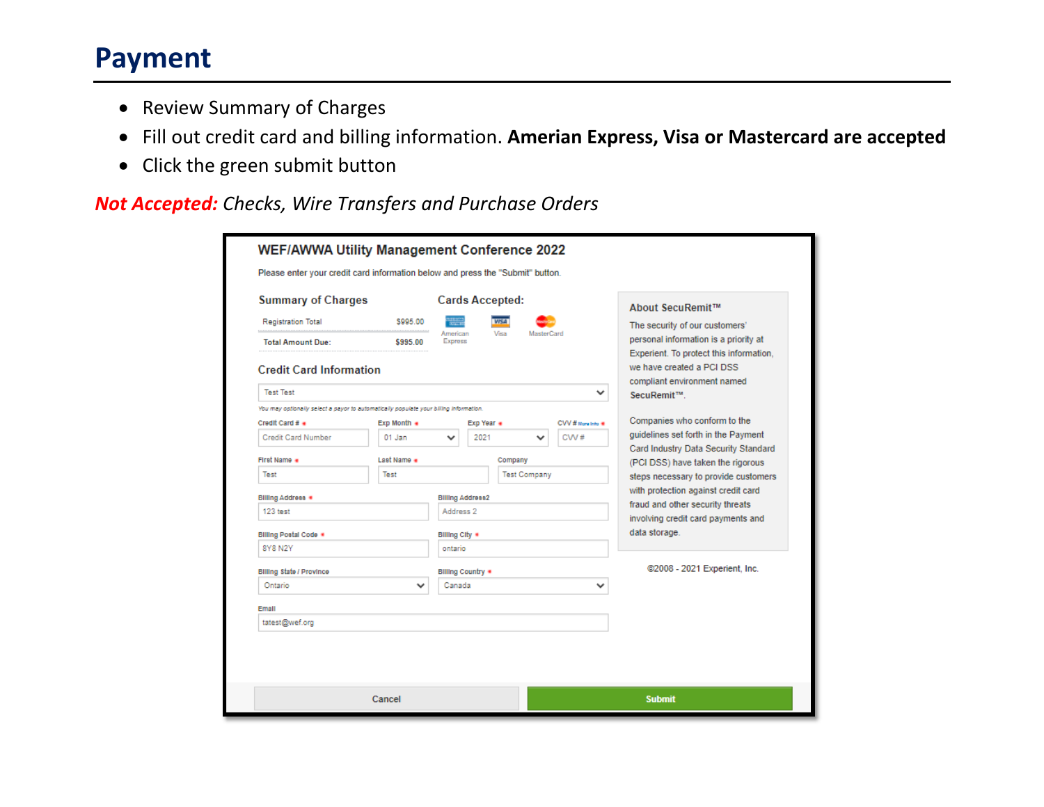# Payment

- Review Summary of Charges
- Fill out credit card and billing information. **Amerian Express, Visa or Mastercard are accepted**
- Click the green submit button

***Not Accepted:*** *Checks, Wire Transfers and Purchase Orders*

### WEF/AWWA Utility Management Conference 2022

Please enter your credit card information below and press the "Submit" button.

**Summary of Charges**

| | |
|---|---|
| Registration Total | $995.00 |
| Total Amount Due: | $995.00 |

**Cards Accepted:** American Express, Visa, MasterCard

**Credit Card Information**

Test Test

*You may optionally select a payor to automatically populate your billing information.*

| Field | Value |
|---|---|
| Credit Card # * | Credit Card Number |
| Exp Month * | 01 Jan |
| Exp Year * | 2021 |
| CVV # * (More Info) | CVV # |
| First Name * | Test |
| Last Name * | Test |
| Company | Test Company |
| Billing Address * | 123 test |
| Billing Address2 | Address 2 |
| Billing Postal Code * | 8Y8 N2Y |
| Billing City * | ontario |
| Billing State / Province | Ontario |
| Billing Country * | Canada |
| Email | tatest@wef.org |

**About SecuRemit™**

The security of our customers' personal information is a priority at Experient. To protect this information, we have created a PCI DSS compliant environment named **SecuRemit™**.

Companies who conform to the guidelines set forth in the Payment Card Industry Data Security Standard (PCI DSS) have taken the rigorous steps necessary to provide customers with protection against credit card fraud and other security threats involving credit card payments and data storage.

©2008 - 2021 Experient, Inc.

Cancel | Submit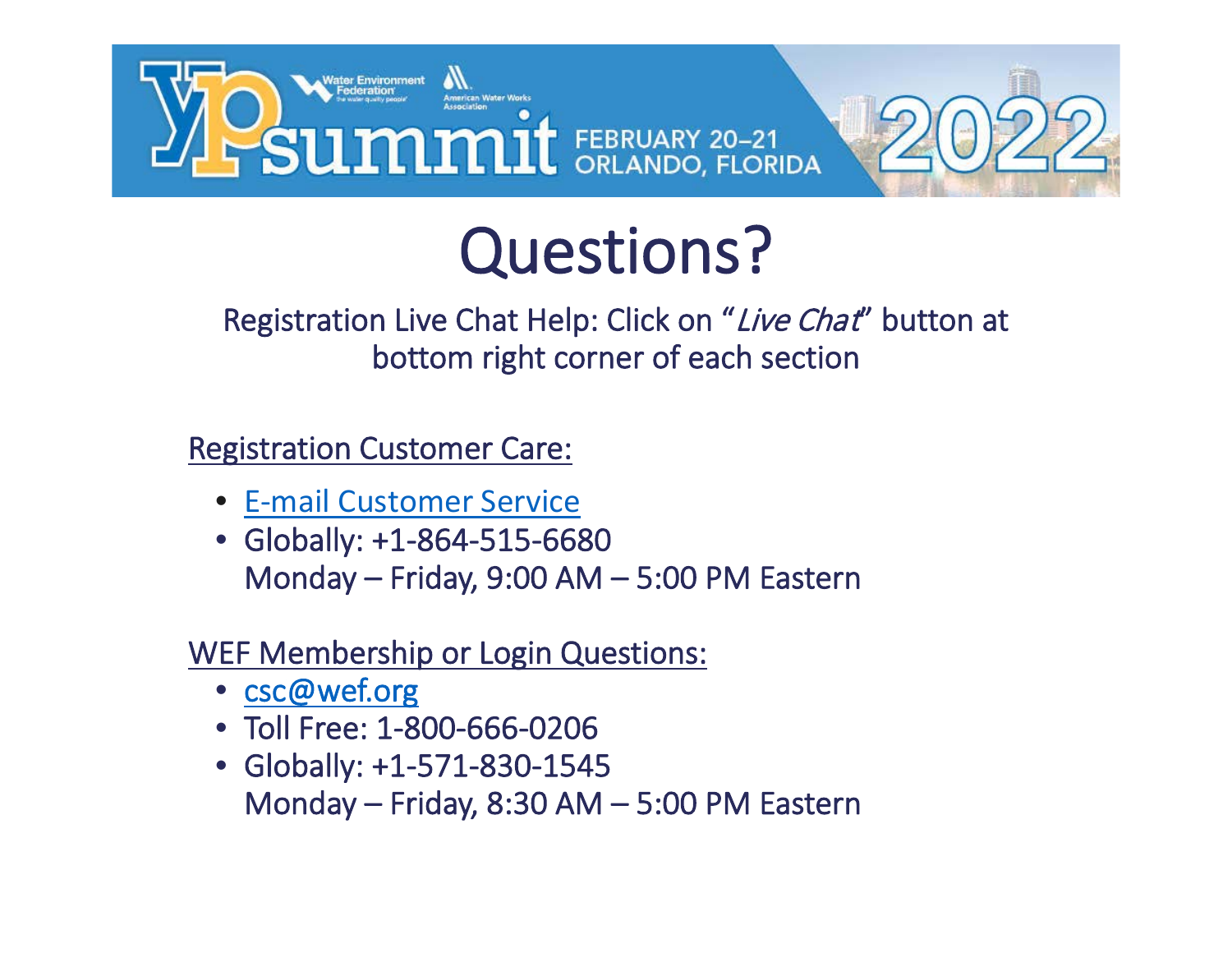# Questions?

Registration Live Chat Help: Click on "*Live Chat*" button at bottom right corner of each section

Registration Customer Care:

- E-mail Customer Service
- Globally: +1-864-515-6680
  Monday – Friday, 9:00 AM – 5:00 PM Eastern

WEF Membership or Login Questions:

- csc@wef.org
- Toll Free: 1-800-666-0206
- Globally: +1-571-830-1545
  Monday – Friday, 8:30 AM – 5:00 PM Eastern